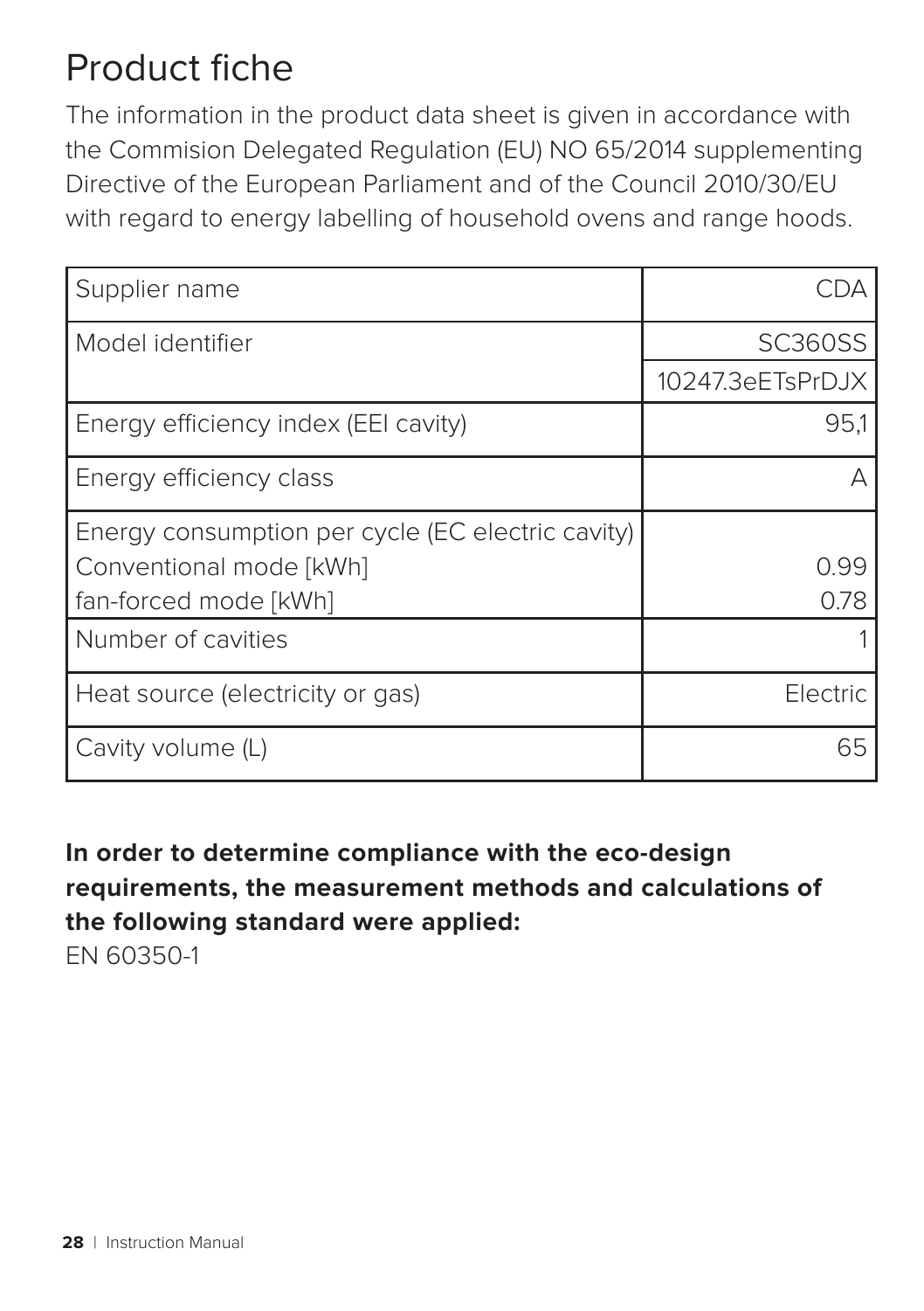# Product fiche

The information in the product data sheet is given in accordance with the Commision Delegated Regulation (EU) NO 65/2014 supplementing Directive of the European Parliament and of the Council 2010/30/EU with regard to energy labelling of household ovens and range hoods.

| | |
|---|---|
| Supplier name | CDA |
| Model identifier | SC360SS<br>10247.3eETsPrDJX |
| Energy efficiency index (EEI cavity) | 95,1 |
| Energy efficiency class | A |
| Energy consumption per cycle (EC electric cavity)<br>Conventional mode [kWh]<br>fan-forced mode [kWh] | <br>0.99<br>0.78 |
| Number of cavities | 1 |
| Heat source (electricity or gas) | Electric |
| Cavity volume (L) | 65 |

**In order to determine compliance with the eco-design requirements, the measurement methods and calculations of the following standard were applied:**
EN 60350-1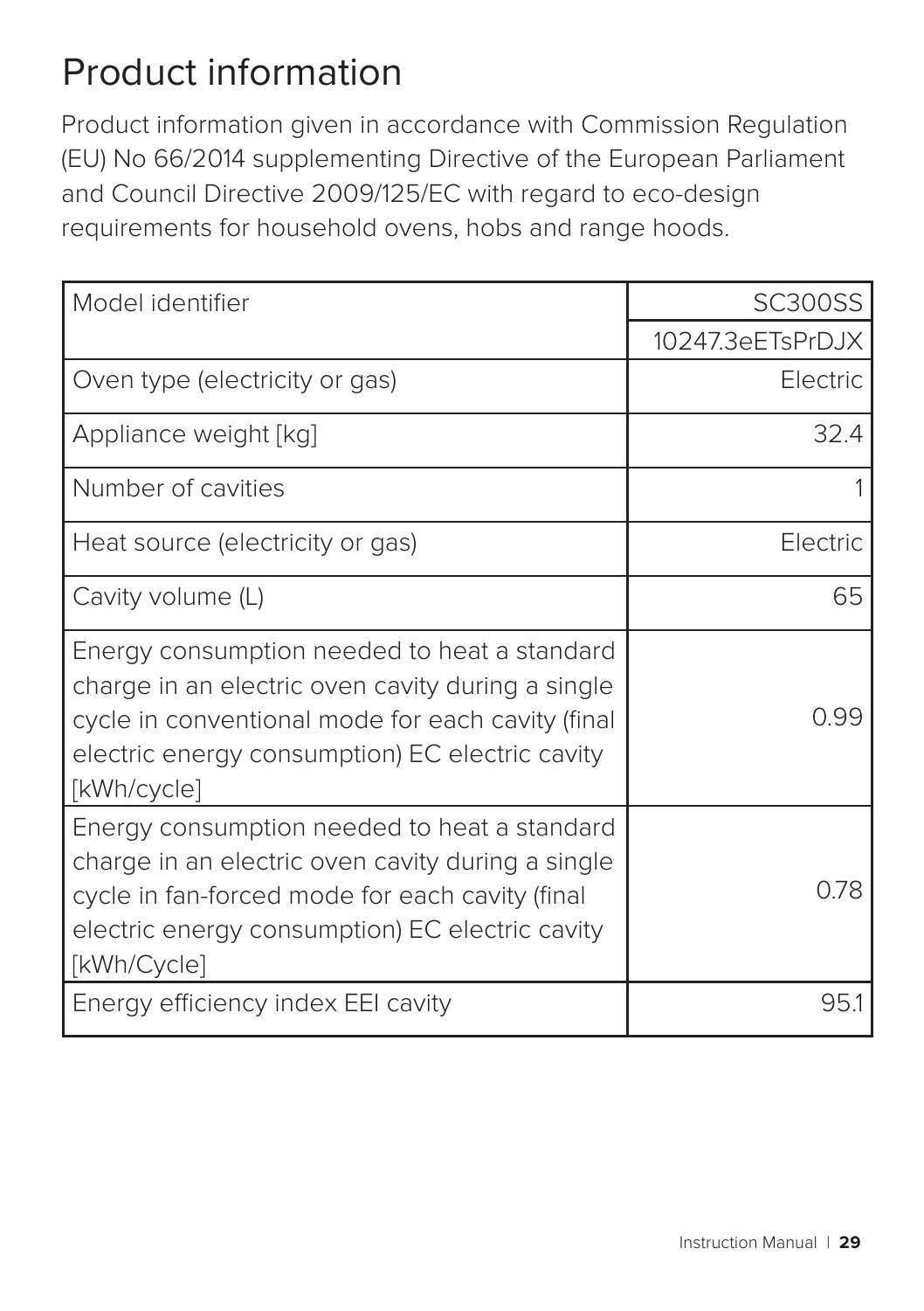# Product information

Product information given in accordance with Commission Regulation (EU) No 66/2014 supplementing Directive of the European Parliament and Council Directive 2009/125/EC with regard to eco-design requirements for household ovens, hobs and range hoods.

| | |
|---|---|
| Model identifier | SC300SS |
| | 10247.3eETsPrDJX |
| Oven type (electricity or gas) | Electric |
| Appliance weight [kg] | 32.4 |
| Number of cavities | 1 |
| Heat source (electricity or gas) | Electric |
| Cavity volume (L) | 65 |
| Energy consumption needed to heat a standard charge in an electric oven cavity during a single cycle in conventional mode for each cavity (final electric energy consumption) EC electric cavity [kWh/cycle] | 0.99 |
| Energy consumption needed to heat a standard charge in an electric oven cavity during a single cycle in fan-forced mode for each cavity (final electric energy consumption) EC electric cavity [kWh/Cycle] | 0.78 |
| Energy efficiency index EEI cavity | 95.1 |